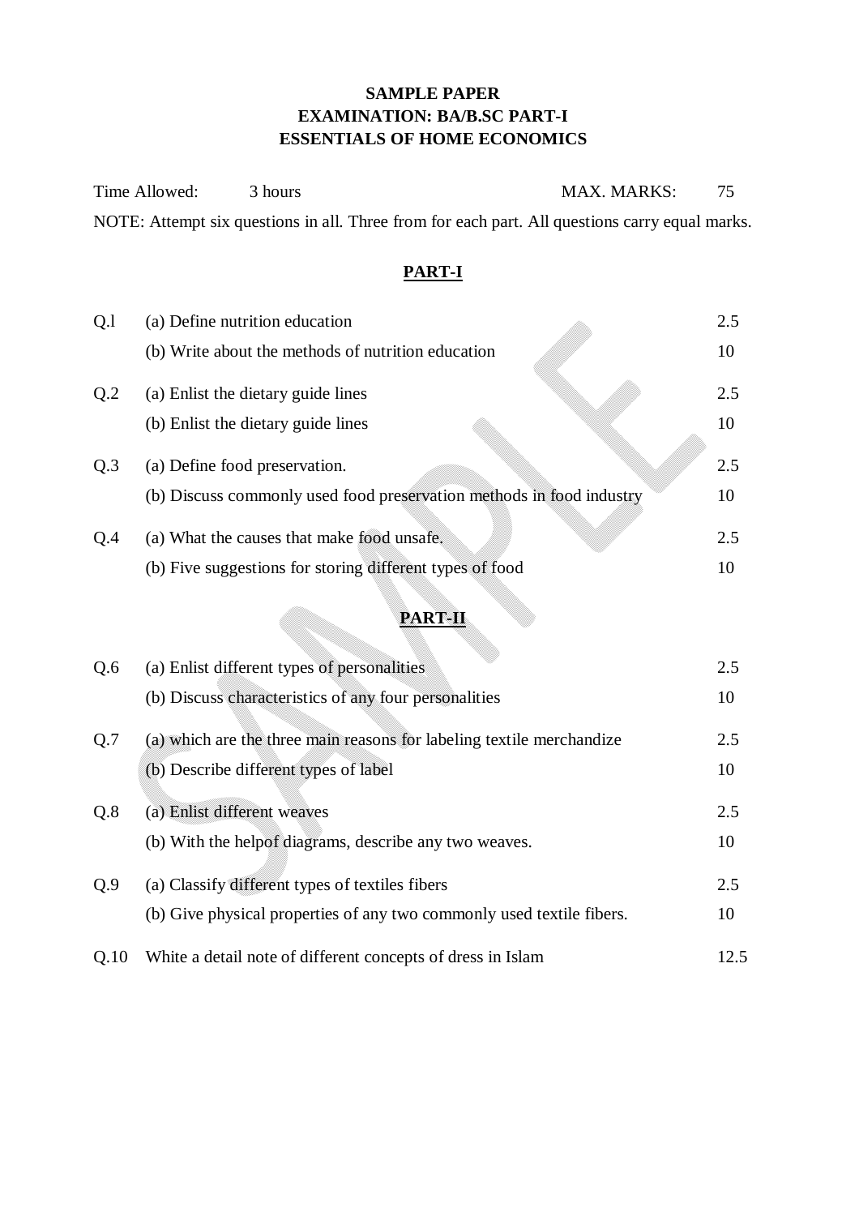**SAMPLE PAPER**
**EXAMINATION: BA/B.SC PART-I**
**ESSENTIALS OF HOME ECONOMICS**

Time Allowed: 3 hours MAX. MARKS: 75

NOTE: Attempt six questions in all. Three from for each part. All questions carry equal marks.

## PART-I

| | | |
|---|---|---|
| Q.l | (a) Define nutrition education | 2.5 |
| | (b) Write about the methods of nutrition education | 10 |
| Q.2 | (a) Enlist the dietary guide lines | 2.5 |
| | (b) Enlist the dietary guide lines | 10 |
| Q.3 | (a) Define food preservation. | 2.5 |
| | (b) Discuss commonly used food preservation methods in food industry | 10 |
| Q.4 | (a) What the causes that make food unsafe. | 2.5 |
| | (b) Five suggestions for storing different types of food | 10 |

## PART-II

| | | |
|---|---|---|
| Q.6 | (a) Enlist different types of personalities | 2.5 |
| | (b) Discuss characteristics of any four personalities | 10 |
| Q.7 | (a) which are the three main reasons for labeling textile merchandize | 2.5 |
| | (b) Describe different types of label | 10 |
| Q.8 | (a) Enlist different weaves | 2.5 |
| | (b) With the helpof diagrams, describe any two weaves. | 10 |
| Q.9 | (a) Classify different types of textiles fibers | 2.5 |
| | (b) Give physical properties of any two commonly used textile fibers. | 10 |
| Q.10 | White a detail note of different concepts of dress in Islam | 12.5 |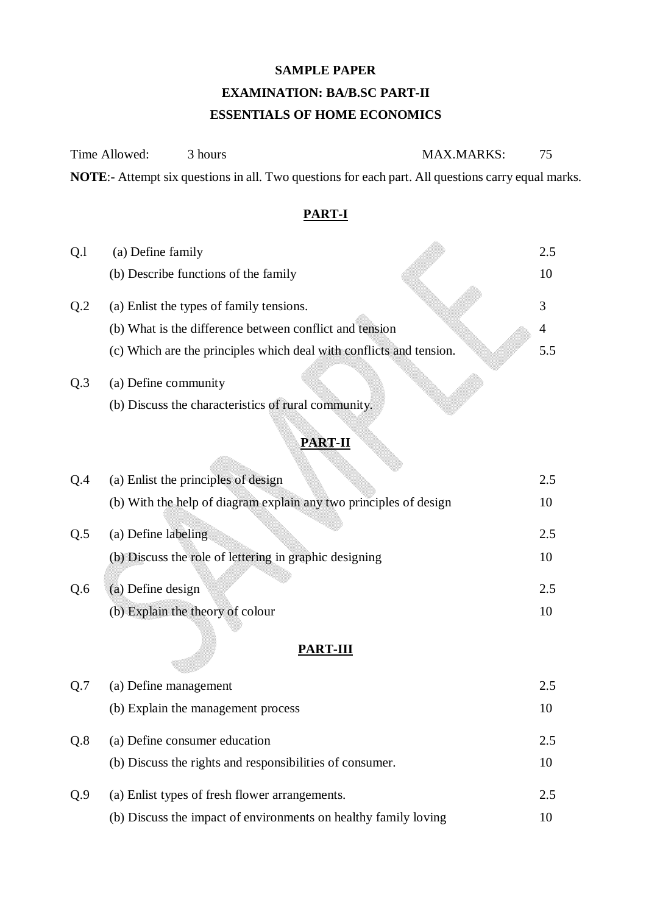**SAMPLE PAPER**

**EXAMINATION: BA/B.SC PART-II**

**ESSENTIALS OF HOME ECONOMICS**

Time Allowed: 3 hours MAX.MARKS: 75

**NOTE**:- Attempt six questions in all. Two questions for each part. All questions carry equal marks.

## PART-I

| | | |
|---|---|---|
| Q.l | (a) Define family | 2.5 |
| | (b) Describe functions of the family | 10 |
| Q.2 | (a) Enlist the types of family tensions. | 3 |
| | (b) What is the difference between conflict and tension | 4 |
| | (c) Which are the principles which deal with conflicts and tension. | 5.5 |
| Q.3 | (a) Define community | |
| | (b) Discuss the characteristics of rural community. | |

## PART-II

| | | |
|---|---|---|
| Q.4 | (a) Enlist the principles of design | 2.5 |
| | (b) With the help of diagram explain any two principles of design | 10 |
| Q.5 | (a) Define labeling | 2.5 |
| | (b) Discuss the role of lettering in graphic designing | 10 |
| Q.6 | (a) Define design | 2.5 |
| | (b) Explain the theory of colour | 10 |

## PART-III

| | | |
|---|---|---|
| Q.7 | (a) Define management | 2.5 |
| | (b) Explain the management process | 10 |
| Q.8 | (a) Define consumer education | 2.5 |
| | (b) Discuss the rights and responsibilities of consumer. | 10 |
| Q.9 | (a) Enlist types of fresh flower arrangements. | 2.5 |
| | (b) Discuss the impact of environments on healthy family loving | 10 |